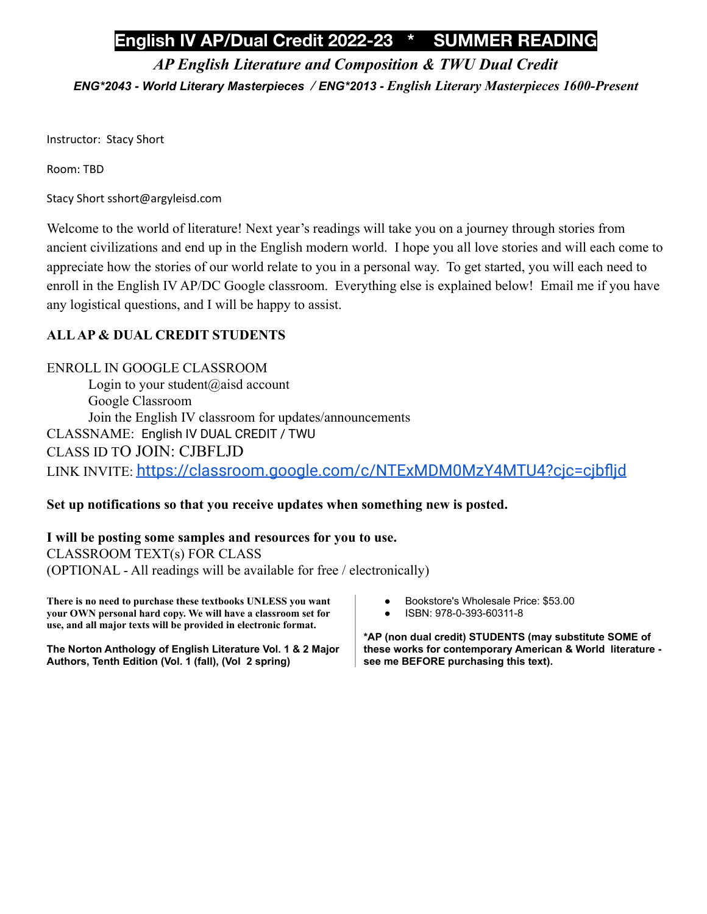# English IV AP/Dual Credit 2022-23 * SUMMER READING

***AP English Literature and Composition & TWU Dual Credit***

***ENG*2043 - World Literary Masterpieces / ENG*2013 - English Literary Masterpieces 1600-Present***

Instructor: Stacy Short

Room: TBD

Stacy Short sshort@argyleisd.com

Welcome to the world of literature! Next year's readings will take you on a journey through stories from ancient civilizations and end up in the English modern world. I hope you all love stories and will each come to appreciate how the stories of our world relate to you in a personal way. To get started, you will each need to enroll in the English IV AP/DC Google classroom. Everything else is explained below! Email me if you have any logistical questions, and I will be happy to assist.

**ALL AP & DUAL CREDIT STUDENTS**

ENROLL IN GOOGLE CLASSROOM

- Login to your student@aisd account
- Google Classroom
- Join the English IV classroom for updates/announcements

CLASSNAME: English IV DUAL CREDIT / TWU

CLASS ID TO JOIN: CJBFLJD

LINK INVITE: https://classroom.google.com/c/NTExMDM0MzY4MTU4?cjc=cjbfljd

**Set up notifications so that you receive updates when something new is posted.**

**I will be posting some samples and resources for you to use.**

CLASSROOM TEXT(s) FOR CLASS

(OPTIONAL - All readings will be available for free / electronically)

**There is no need to purchase these textbooks UNLESS you want your OWN personal hard copy. We will have a classroom set for use, and all major texts will be provided in electronic format.**

**The Norton Anthology of English Literature Vol. 1 & 2 Major Authors, Tenth Edition (Vol. 1 (fall), (Vol 2 spring)**

- Bookstore's Wholesale Price: $53.00
- ISBN: 978-0-393-60311-8

**\*AP (non dual credit) STUDENTS (may substitute SOME of these works for contemporary American & World literature - see me BEFORE purchasing this text).**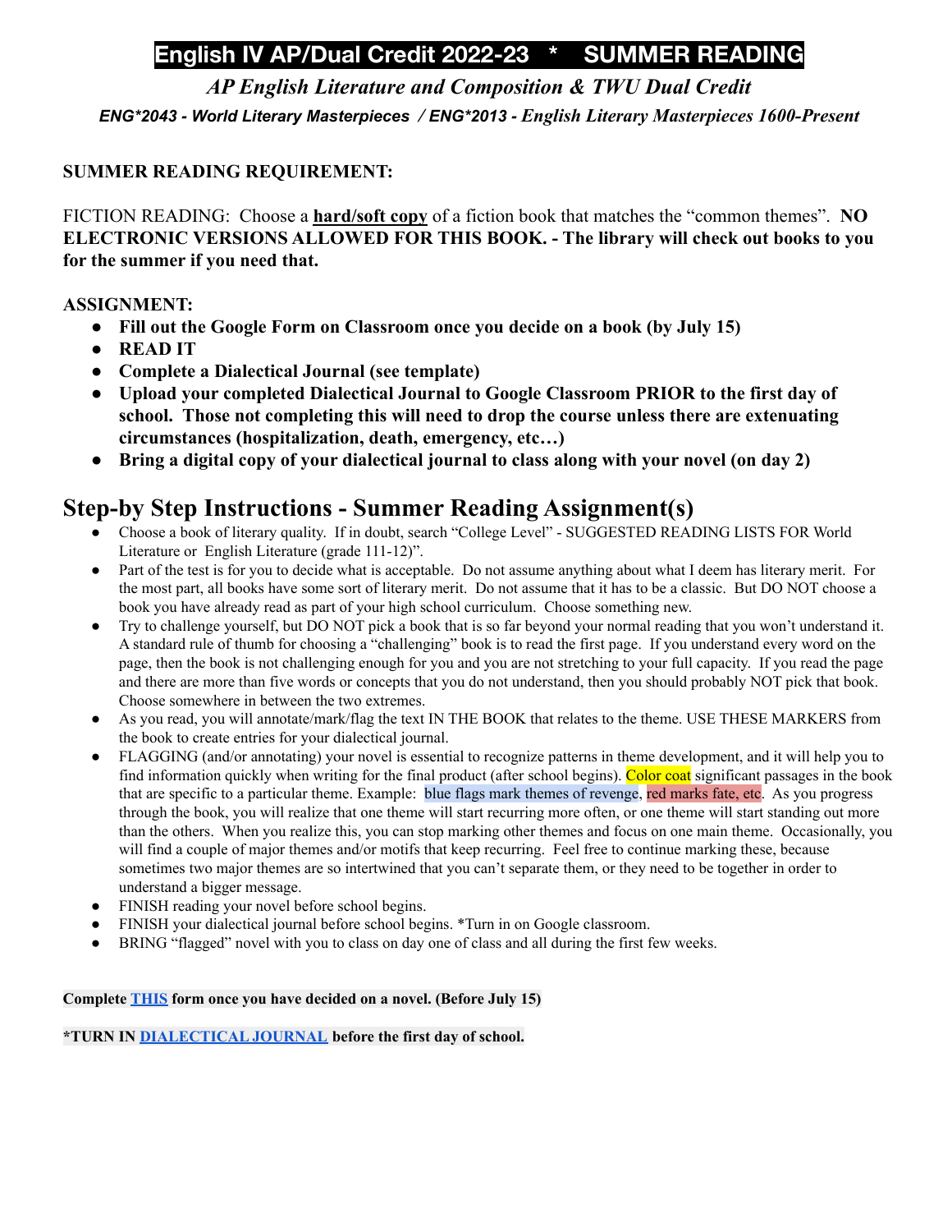# English IV AP/Dual Credit 2022-23 * SUMMER READING

***AP English Literature and Composition & TWU Dual Credit***

***ENG*2043 - World Literary Masterpieces / ENG*2013 - English Literary Masterpieces 1600-Present***

**SUMMER READING REQUIREMENT:**

FICTION READING: Choose a **hard/soft copy** of a fiction book that matches the "common themes". **NO ELECTRONIC VERSIONS ALLOWED FOR THIS BOOK. - The library will check out books to you for the summer if you need that.**

**ASSIGNMENT:**

- **Fill out the Google Form on Classroom once you decide on a book (by July 15)**
- **READ IT**
- **Complete a Dialectical Journal (see template)**
- **Upload your completed Dialectical Journal to Google Classroom PRIOR to the first day of school. Those not completing this will need to drop the course unless there are extenuating circumstances (hospitalization, death, emergency, etc…)**
- **Bring a digital copy of your dialectical journal to class along with your novel (on day 2)**

## Step-by Step Instructions - Summer Reading Assignment(s)

- Choose a book of literary quality. If in doubt, search "College Level" - SUGGESTED READING LISTS FOR World Literature or English Literature (grade 111-12)".
- Part of the test is for you to decide what is acceptable. Do not assume anything about what I deem has literary merit. For the most part, all books have some sort of literary merit. Do not assume that it has to be a classic. But DO NOT choose a book you have already read as part of your high school curriculum. Choose something new.
- Try to challenge yourself, but DO NOT pick a book that is so far beyond your normal reading that you won't understand it. A standard rule of thumb for choosing a "challenging" book is to read the first page. If you understand every word on the page, then the book is not challenging enough for you and you are not stretching to your full capacity. If you read the page and there are more than five words or concepts that you do not understand, then you should probably NOT pick that book. Choose somewhere in between the two extremes.
- As you read, you will annotate/mark/flag the text IN THE BOOK that relates to the theme. USE THESE MARKERS from the book to create entries for your dialectical journal.
- FLAGGING (and/or annotating) your novel is essential to recognize patterns in theme development, and it will help you to find information quickly when writing for the final product (after school begins). Color coat significant passages in the book that are specific to a particular theme. Example: blue flags mark themes of revenge, red marks fate, etc. As you progress through the book, you will realize that one theme will start recurring more often, or one theme will start standing out more than the others. When you realize this, you can stop marking other themes and focus on one main theme. Occasionally, you will find a couple of major themes and/or motifs that keep recurring. Feel free to continue marking these, because sometimes two major themes are so intertwined that you can't separate them, or they need to be together in order to understand a bigger message.
- FINISH reading your novel before school begins.
- FINISH your dialectical journal before school begins. *Turn in on Google classroom.
- BRING "flagged" novel with you to class on day one of class and all during the first few weeks.

**Complete THIS form once you have decided on a novel. (Before July 15)**

***TURN IN DIALECTICAL JOURNAL before the first day of school.**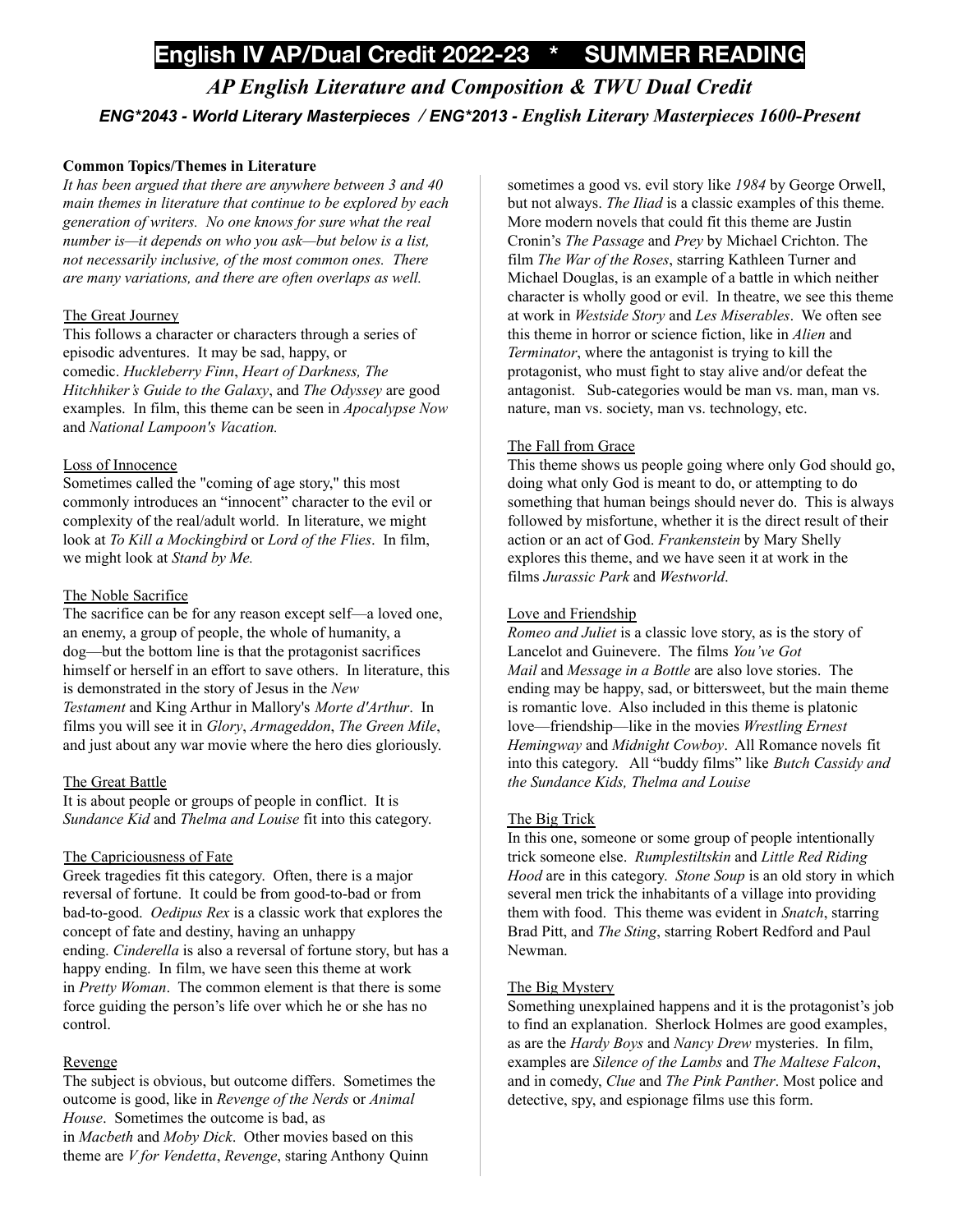# English IV AP/Dual Credit 2022-23 * SUMMER READING

## *AP English Literature and Composition & TWU Dual Credit*

### *ENG*2043 - World Literary Masterpieces / ENG*2013 - English Literary Masterpieces 1600-Present*

**Common Topics/Themes in Literature**

*It has been argued that there are anywhere between 3 and 40 main themes in literature that continue to be explored by each generation of writers. No one knows for sure what the real number is—it depends on who you ask—but below is a list, not necessarily inclusive, of the most common ones. There are many variations, and there are often overlaps as well.*

The Great Journey

This follows a character or characters through a series of episodic adventures. It may be sad, happy, or comedic. *Huckleberry Finn*, *Heart of Darkness, The Hitchhiker's Guide to the Galaxy*, and *The Odyssey* are good examples. In film, this theme can be seen in *Apocalypse Now* and *National Lampoon's Vacation.*

Loss of Innocence

Sometimes called the "coming of age story," this most commonly introduces an "innocent" character to the evil or complexity of the real/adult world. In literature, we might look at *To Kill a Mockingbird* or *Lord of the Flies*. In film, we might look at *Stand by Me.*

The Noble Sacrifice

The sacrifice can be for any reason except self—a loved one, an enemy, a group of people, the whole of humanity, a dog—but the bottom line is that the protagonist sacrifices himself or herself in an effort to save others. In literature, this is demonstrated in the story of Jesus in the *New Testament* and King Arthur in Mallory's *Morte d'Arthur*. In films you will see it in *Glory*, *Armageddon*, *The Green Mile*, and just about any war movie where the hero dies gloriously.

The Great Battle

It is about people or groups of people in conflict. It is *Sundance Kid* and *Thelma and Louise* fit into this category.

The Capriciousness of Fate

Greek tragedies fit this category. Often, there is a major reversal of fortune. It could be from good-to-bad or from bad-to-good. *Oedipus Rex* is a classic work that explores the concept of fate and destiny, having an unhappy ending. *Cinderella* is also a reversal of fortune story, but has a happy ending. In film, we have seen this theme at work in *Pretty Woman*. The common element is that there is some force guiding the person's life over which he or she has no control.

Revenge

The subject is obvious, but outcome differs. Sometimes the outcome is good, like in *Revenge of the Nerds* or *Animal House*. Sometimes the outcome is bad, as in *Macbeth* and *Moby Dick*. Other movies based on this theme are *V for Vendetta*, *Revenge*, staring Anthony Quinn sometimes a good vs. evil story like *1984* by George Orwell, but not always. *The Iliad* is a classic examples of this theme. More modern novels that could fit this theme are Justin Cronin's *The Passage* and *Prey* by Michael Crichton. The film *The War of the Roses*, starring Kathleen Turner and Michael Douglas, is an example of a battle in which neither character is wholly good or evil. In theatre, we see this theme at work in *Westside Story* and *Les Miserables*. We often see this theme in horror or science fiction, like in *Alien* and *Terminator*, where the antagonist is trying to kill the protagonist, who must fight to stay alive and/or defeat the antagonist. Sub-categories would be man vs. man, man vs. nature, man vs. society, man vs. technology, etc.

The Fall from Grace

This theme shows us people going where only God should go, doing what only God is meant to do, or attempting to do something that human beings should never do. This is always followed by misfortune, whether it is the direct result of their action or an act of God. *Frankenstein* by Mary Shelly explores this theme, and we have seen it at work in the films *Jurassic Park* and *Westworld*.

Love and Friendship

*Romeo and Juliet* is a classic love story, as is the story of Lancelot and Guinevere. The films *You've Got Mail* and *Message in a Bottle* are also love stories. The ending may be happy, sad, or bittersweet, but the main theme is romantic love. Also included in this theme is platonic love—friendship—like in the movies *Wrestling Ernest Hemingway* and *Midnight Cowboy*. All Romance novels fit into this category. All "buddy films" like *Butch Cassidy and the Sundance Kids, Thelma and Louise*

The Big Trick

In this one, someone or some group of people intentionally trick someone else. *Rumplestiltskin* and *Little Red Riding Hood* are in this category. *Stone Soup* is an old story in which several men trick the inhabitants of a village into providing them with food. This theme was evident in *Snatch*, starring Brad Pitt, and *The Sting*, starring Robert Redford and Paul Newman.

The Big Mystery

Something unexplained happens and it is the protagonist's job to find an explanation. Sherlock Holmes are good examples, as are the *Hardy Boys* and *Nancy Drew* mysteries. In film, examples are *Silence of the Lambs* and *The Maltese Falcon*, and in comedy, *Clue* and *The Pink Panther*. Most police and detective, spy, and espionage films use this form.